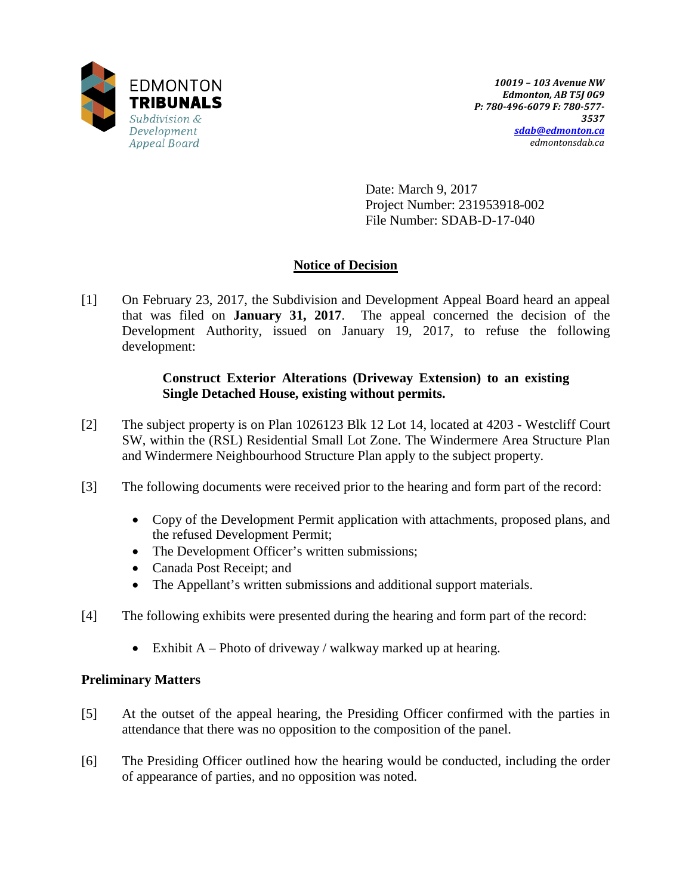EDMONTON
**TRIBUNALS**
*Subdivision & Development Appeal Board*

***10019 – 103 Avenue NW***
***Edmonton, AB T5J 0G9***
***P: 780-496-6079 F: 780-577-3537***
***sdab@edmonton.ca***
*edmontonsdab.ca*

Date: March 9, 2017
Project Number: 231953918-002
File Number: SDAB-D-17-040

## Notice of Decision

[1] On February 23, 2017, the Subdivision and Development Appeal Board heard an appeal that was filed on **January 31, 2017**. The appeal concerned the decision of the Development Authority, issued on January 19, 2017, to refuse the following development:

> **Construct Exterior Alterations (Driveway Extension) to an existing Single Detached House, existing without permits.**

[2] The subject property is on Plan 1026123 Blk 12 Lot 14, located at 4203 - Westcliff Court SW, within the (RSL) Residential Small Lot Zone. The Windermere Area Structure Plan and Windermere Neighbourhood Structure Plan apply to the subject property.

[3] The following documents were received prior to the hearing and form part of the record:

- Copy of the Development Permit application with attachments, proposed plans, and the refused Development Permit;
- The Development Officer's written submissions;
- Canada Post Receipt; and
- The Appellant's written submissions and additional support materials.

[4] The following exhibits were presented during the hearing and form part of the record:

- Exhibit A – Photo of driveway / walkway marked up at hearing.

### Preliminary Matters

[5] At the outset of the appeal hearing, the Presiding Officer confirmed with the parties in attendance that there was no opposition to the composition of the panel.

[6] The Presiding Officer outlined how the hearing would be conducted, including the order of appearance of parties, and no opposition was noted.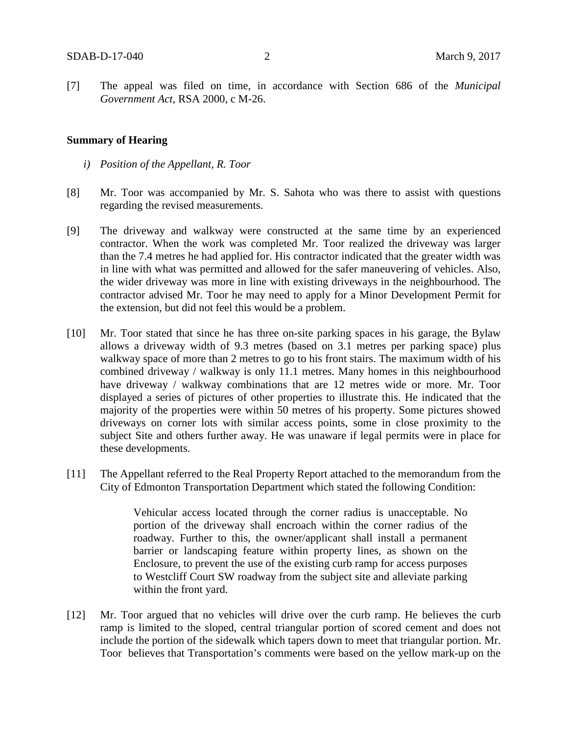[7] The appeal was filed on time, in accordance with Section 686 of the *Municipal Government Act*, RSA 2000, c M-26.

**Summary of Hearing**

*i) Position of the Appellant, R. Toor*

[8] Mr. Toor was accompanied by Mr. S. Sahota who was there to assist with questions regarding the revised measurements.

[9] The driveway and walkway were constructed at the same time by an experienced contractor. When the work was completed Mr. Toor realized the driveway was larger than the 7.4 metres he had applied for. His contractor indicated that the greater width was in line with what was permitted and allowed for the safer maneuvering of vehicles. Also, the wider driveway was more in line with existing driveways in the neighbourhood. The contractor advised Mr. Toor he may need to apply for a Minor Development Permit for the extension, but did not feel this would be a problem.

[10] Mr. Toor stated that since he has three on-site parking spaces in his garage, the Bylaw allows a driveway width of 9.3 metres (based on 3.1 metres per parking space) plus walkway space of more than 2 metres to go to his front stairs. The maximum width of his combined driveway / walkway is only 11.1 metres. Many homes in this neighbourhood have driveway / walkway combinations that are 12 metres wide or more. Mr. Toor displayed a series of pictures of other properties to illustrate this. He indicated that the majority of the properties were within 50 metres of his property. Some pictures showed driveways on corner lots with similar access points, some in close proximity to the subject Site and others further away. He was unaware if legal permits were in place for these developments.

[11] The Appellant referred to the Real Property Report attached to the memorandum from the City of Edmonton Transportation Department which stated the following Condition:

> Vehicular access located through the corner radius is unacceptable. No portion of the driveway shall encroach within the corner radius of the roadway. Further to this, the owner/applicant shall install a permanent barrier or landscaping feature within property lines, as shown on the Enclosure, to prevent the use of the existing curb ramp for access purposes to Westcliff Court SW roadway from the subject site and alleviate parking within the front yard.

[12] Mr. Toor argued that no vehicles will drive over the curb ramp. He believes the curb ramp is limited to the sloped, central triangular portion of scored cement and does not include the portion of the sidewalk which tapers down to meet that triangular portion. Mr. Toor believes that Transportation's comments were based on the yellow mark-up on the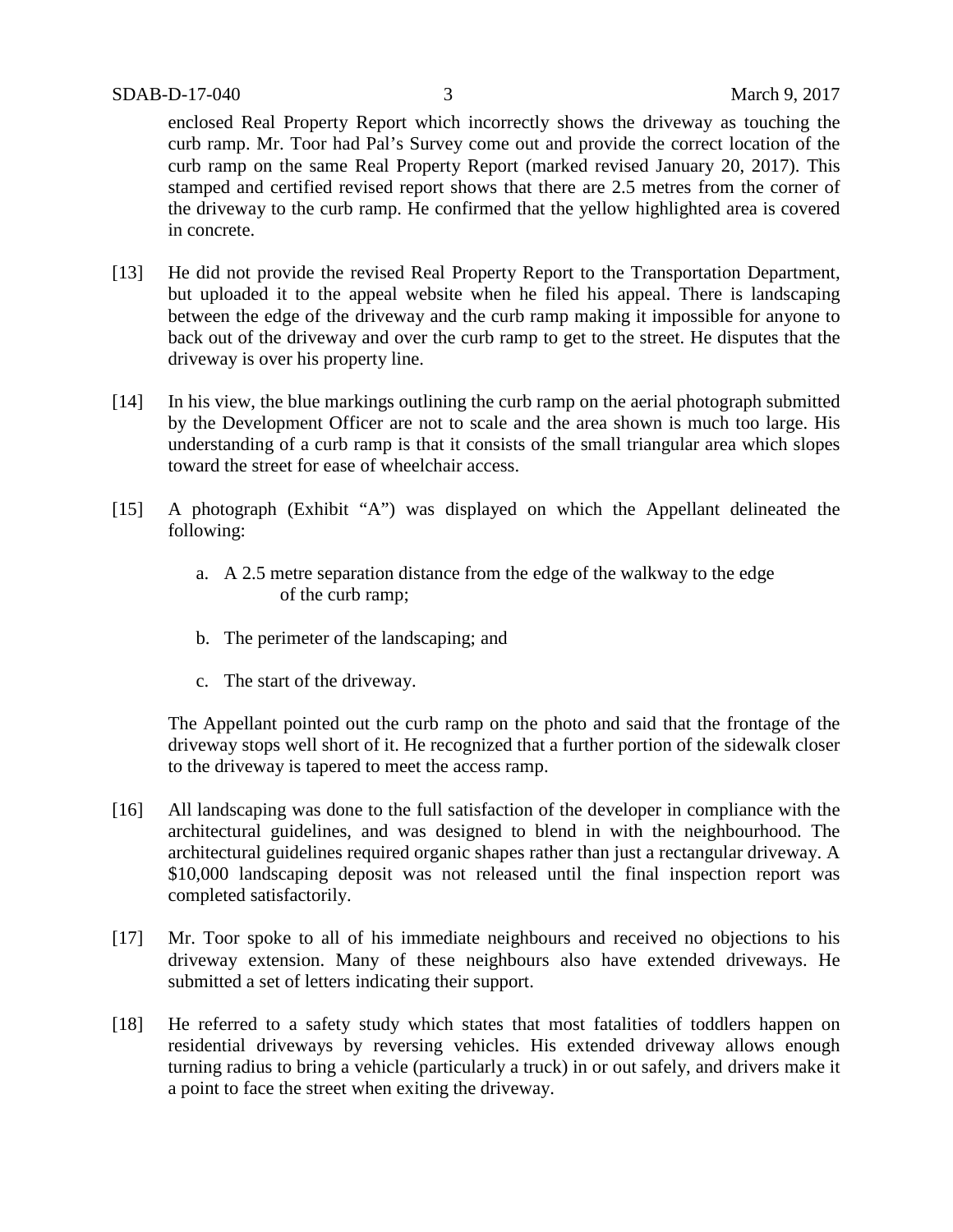enclosed Real Property Report which incorrectly shows the driveway as touching the curb ramp. Mr. Toor had Pal's Survey come out and provide the correct location of the curb ramp on the same Real Property Report (marked revised January 20, 2017). This stamped and certified revised report shows that there are 2.5 metres from the corner of the driveway to the curb ramp. He confirmed that the yellow highlighted area is covered in concrete.

[13] He did not provide the revised Real Property Report to the Transportation Department, but uploaded it to the appeal website when he filed his appeal. There is landscaping between the edge of the driveway and the curb ramp making it impossible for anyone to back out of the driveway and over the curb ramp to get to the street. He disputes that the driveway is over his property line.

[14] In his view, the blue markings outlining the curb ramp on the aerial photograph submitted by the Development Officer are not to scale and the area shown is much too large. His understanding of a curb ramp is that it consists of the small triangular area which slopes toward the street for ease of wheelchair access.

[15] A photograph (Exhibit "A") was displayed on which the Appellant delineated the following:

a. A 2.5 metre separation distance from the edge of the walkway to the edge of the curb ramp;

b. The perimeter of the landscaping; and

c. The start of the driveway.

The Appellant pointed out the curb ramp on the photo and said that the frontage of the driveway stops well short of it. He recognized that a further portion of the sidewalk closer to the driveway is tapered to meet the access ramp.

[16] All landscaping was done to the full satisfaction of the developer in compliance with the architectural guidelines, and was designed to blend in with the neighbourhood. The architectural guidelines required organic shapes rather than just a rectangular driveway. A $10,000 landscaping deposit was not released until the final inspection report was completed satisfactorily.

[17] Mr. Toor spoke to all of his immediate neighbours and received no objections to his driveway extension. Many of these neighbours also have extended driveways. He submitted a set of letters indicating their support.

[18] He referred to a safety study which states that most fatalities of toddlers happen on residential driveways by reversing vehicles. His extended driveway allows enough turning radius to bring a vehicle (particularly a truck) in or out safely, and drivers make it a point to face the street when exiting the driveway.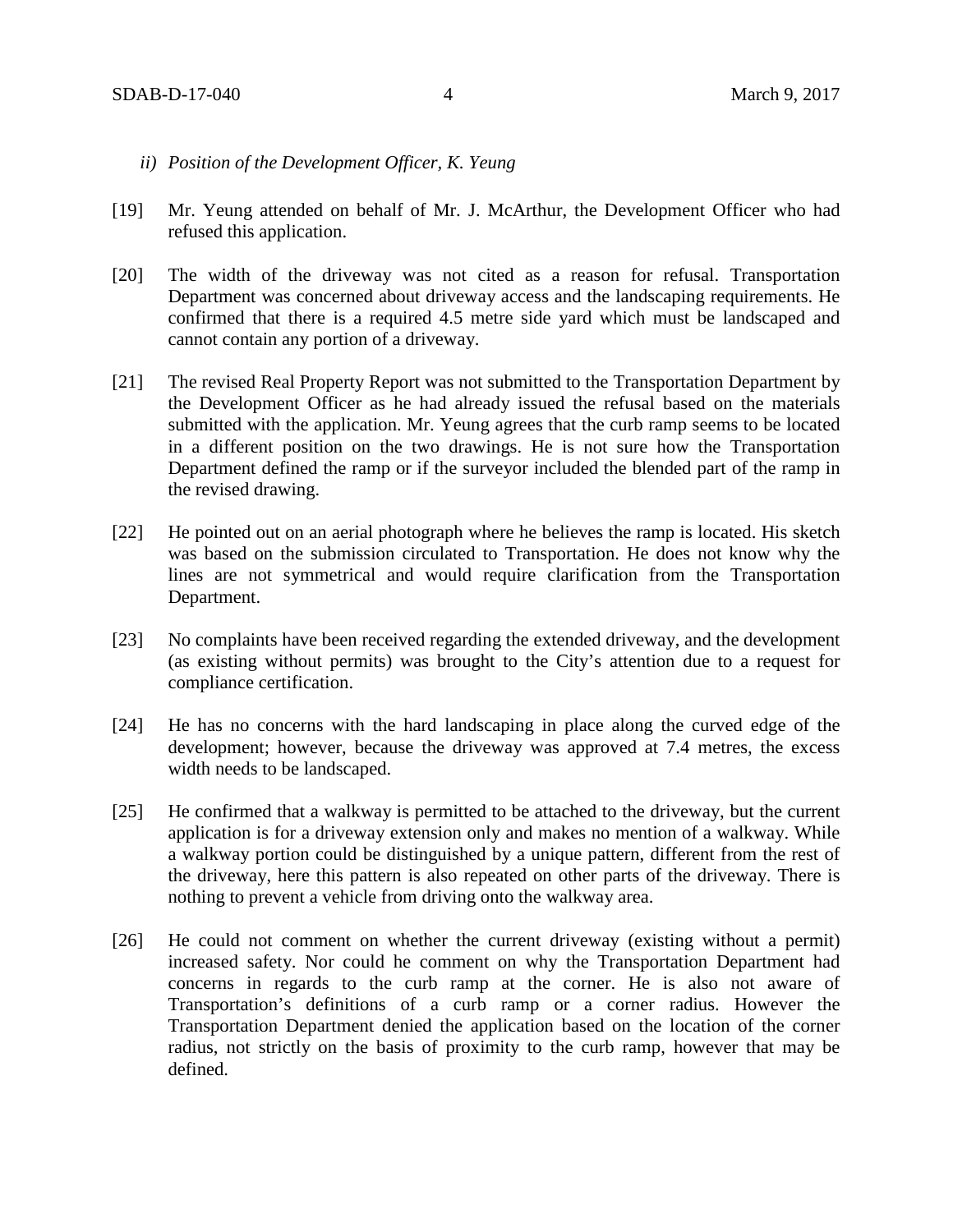*ii) Position of the Development Officer, K. Yeung*

[19] Mr. Yeung attended on behalf of Mr. J. McArthur, the Development Officer who had refused this application.

[20] The width of the driveway was not cited as a reason for refusal. Transportation Department was concerned about driveway access and the landscaping requirements. He confirmed that there is a required 4.5 metre side yard which must be landscaped and cannot contain any portion of a driveway.

[21] The revised Real Property Report was not submitted to the Transportation Department by the Development Officer as he had already issued the refusal based on the materials submitted with the application. Mr. Yeung agrees that the curb ramp seems to be located in a different position on the two drawings. He is not sure how the Transportation Department defined the ramp or if the surveyor included the blended part of the ramp in the revised drawing.

[22] He pointed out on an aerial photograph where he believes the ramp is located. His sketch was based on the submission circulated to Transportation. He does not know why the lines are not symmetrical and would require clarification from the Transportation Department.

[23] No complaints have been received regarding the extended driveway, and the development (as existing without permits) was brought to the City's attention due to a request for compliance certification.

[24] He has no concerns with the hard landscaping in place along the curved edge of the development; however, because the driveway was approved at 7.4 metres, the excess width needs to be landscaped.

[25] He confirmed that a walkway is permitted to be attached to the driveway, but the current application is for a driveway extension only and makes no mention of a walkway. While a walkway portion could be distinguished by a unique pattern, different from the rest of the driveway, here this pattern is also repeated on other parts of the driveway. There is nothing to prevent a vehicle from driving onto the walkway area.

[26] He could not comment on whether the current driveway (existing without a permit) increased safety. Nor could he comment on why the Transportation Department had concerns in regards to the curb ramp at the corner. He is also not aware of Transportation's definitions of a curb ramp or a corner radius. However the Transportation Department denied the application based on the location of the corner radius, not strictly on the basis of proximity to the curb ramp, however that may be defined.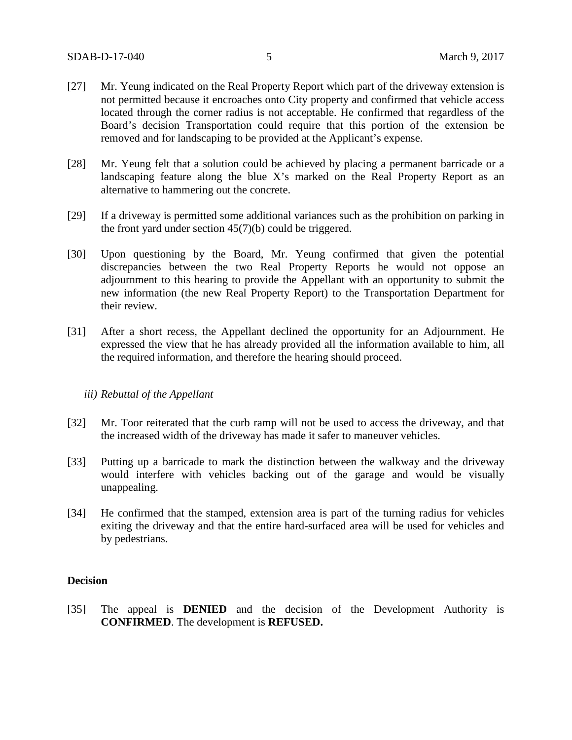[27] Mr. Yeung indicated on the Real Property Report which part of the driveway extension is not permitted because it encroaches onto City property and confirmed that vehicle access located through the corner radius is not acceptable. He confirmed that regardless of the Board's decision Transportation could require that this portion of the extension be removed and for landscaping to be provided at the Applicant's expense.

[28] Mr. Yeung felt that a solution could be achieved by placing a permanent barricade or a landscaping feature along the blue X's marked on the Real Property Report as an alternative to hammering out the concrete.

[29] If a driveway is permitted some additional variances such as the prohibition on parking in the front yard under section 45(7)(b) could be triggered.

[30] Upon questioning by the Board, Mr. Yeung confirmed that given the potential discrepancies between the two Real Property Reports he would not oppose an adjournment to this hearing to provide the Appellant with an opportunity to submit the new information (the new Real Property Report) to the Transportation Department for their review.

[31] After a short recess, the Appellant declined the opportunity for an Adjournment. He expressed the view that he has already provided all the information available to him, all the required information, and therefore the hearing should proceed.

*iii) Rebuttal of the Appellant*

[32] Mr. Toor reiterated that the curb ramp will not be used to access the driveway, and that the increased width of the driveway has made it safer to maneuver vehicles.

[33] Putting up a barricade to mark the distinction between the walkway and the driveway would interfere with vehicles backing out of the garage and would be visually unappealing.

[34] He confirmed that the stamped, extension area is part of the turning radius for vehicles exiting the driveway and that the entire hard-surfaced area will be used for vehicles and by pedestrians.

## Decision

[35] The appeal is **DENIED** and the decision of the Development Authority is **CONFIRMED**. The development is **REFUSED.**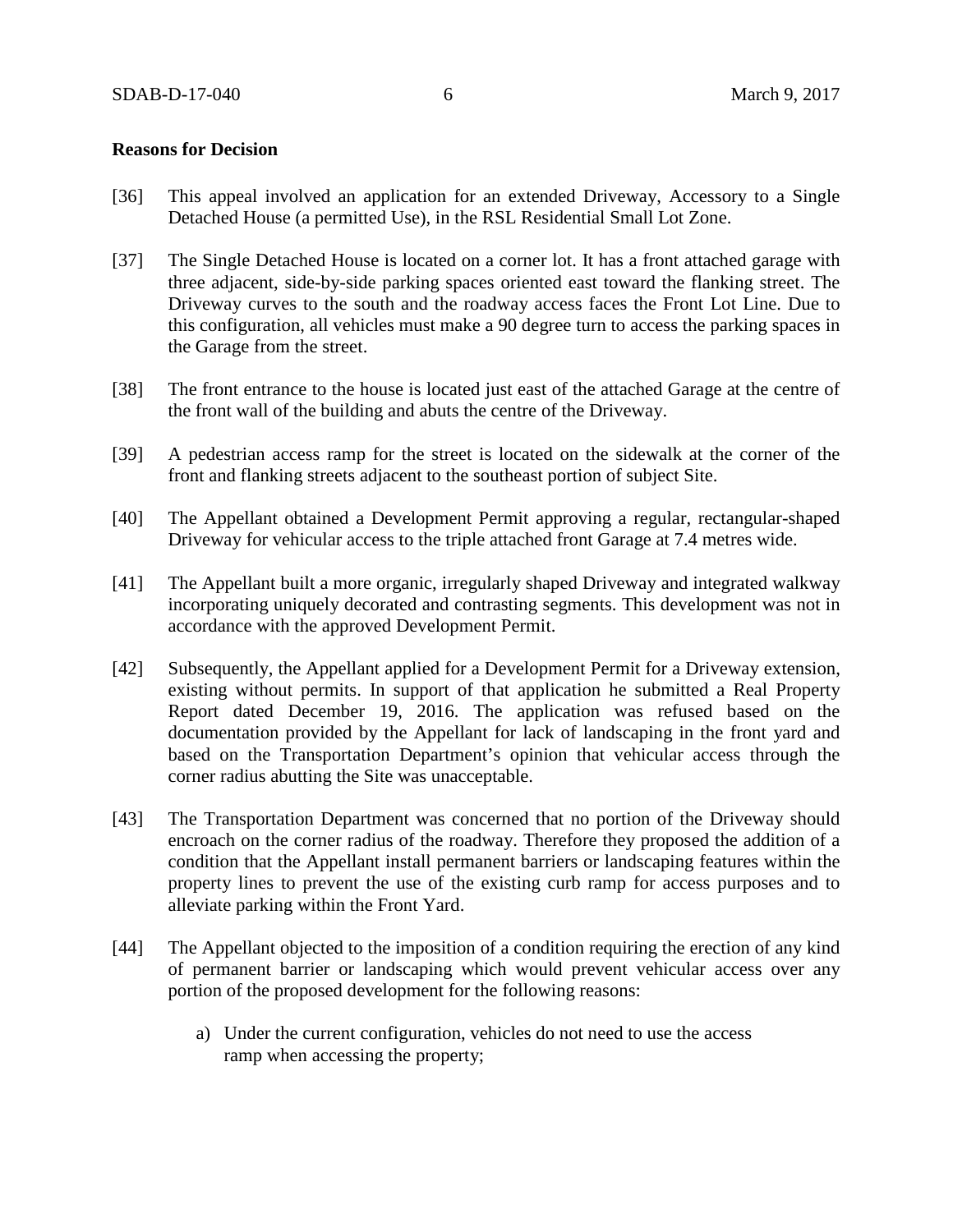**Reasons for Decision**

[36] This appeal involved an application for an extended Driveway, Accessory to a Single Detached House (a permitted Use), in the RSL Residential Small Lot Zone.

[37] The Single Detached House is located on a corner lot. It has a front attached garage with three adjacent, side-by-side parking spaces oriented east toward the flanking street. The Driveway curves to the south and the roadway access faces the Front Lot Line. Due to this configuration, all vehicles must make a 90 degree turn to access the parking spaces in the Garage from the street.

[38] The front entrance to the house is located just east of the attached Garage at the centre of the front wall of the building and abuts the centre of the Driveway.

[39] A pedestrian access ramp for the street is located on the sidewalk at the corner of the front and flanking streets adjacent to the southeast portion of subject Site.

[40] The Appellant obtained a Development Permit approving a regular, rectangular-shaped Driveway for vehicular access to the triple attached front Garage at 7.4 metres wide.

[41] The Appellant built a more organic, irregularly shaped Driveway and integrated walkway incorporating uniquely decorated and contrasting segments. This development was not in accordance with the approved Development Permit.

[42] Subsequently, the Appellant applied for a Development Permit for a Driveway extension, existing without permits. In support of that application he submitted a Real Property Report dated December 19, 2016. The application was refused based on the documentation provided by the Appellant for lack of landscaping in the front yard and based on the Transportation Department's opinion that vehicular access through the corner radius abutting the Site was unacceptable.

[43] The Transportation Department was concerned that no portion of the Driveway should encroach on the corner radius of the roadway. Therefore they proposed the addition of a condition that the Appellant install permanent barriers or landscaping features within the property lines to prevent the use of the existing curb ramp for access purposes and to alleviate parking within the Front Yard.

[44] The Appellant objected to the imposition of a condition requiring the erection of any kind of permanent barrier or landscaping which would prevent vehicular access over any portion of the proposed development for the following reasons:

a) Under the current configuration, vehicles do not need to use the access ramp when accessing the property;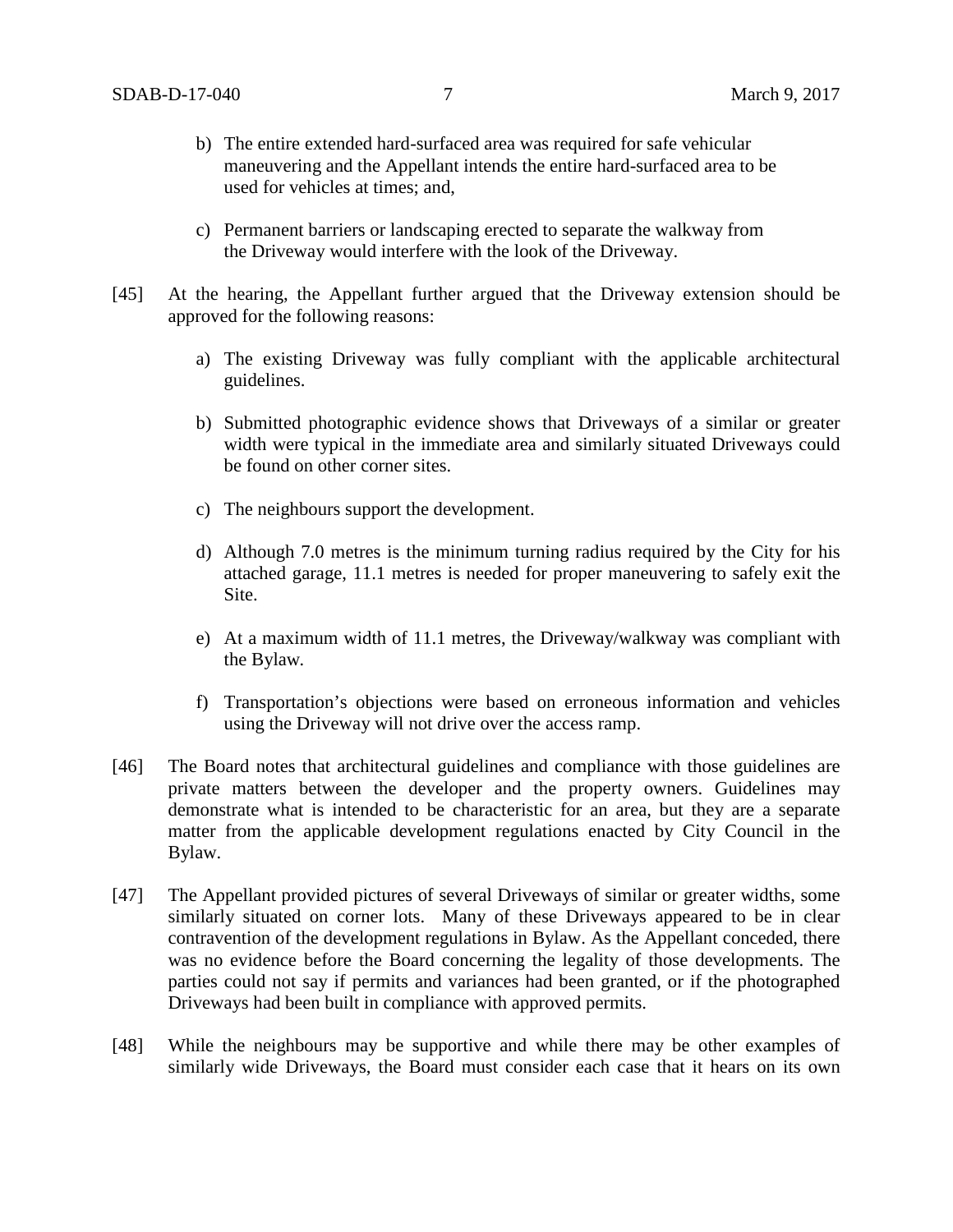b) The entire extended hard-surfaced area was required for safe vehicular maneuvering and the Appellant intends the entire hard-surfaced area to be used for vehicles at times; and,

c) Permanent barriers or landscaping erected to separate the walkway from the Driveway would interfere with the look of the Driveway.

[45] At the hearing, the Appellant further argued that the Driveway extension should be approved for the following reasons:

a) The existing Driveway was fully compliant with the applicable architectural guidelines.

b) Submitted photographic evidence shows that Driveways of a similar or greater width were typical in the immediate area and similarly situated Driveways could be found on other corner sites.

c) The neighbours support the development.

d) Although 7.0 metres is the minimum turning radius required by the City for his attached garage, 11.1 metres is needed for proper maneuvering to safely exit the Site.

e) At a maximum width of 11.1 metres, the Driveway/walkway was compliant with the Bylaw.

f) Transportation's objections were based on erroneous information and vehicles using the Driveway will not drive over the access ramp.

[46] The Board notes that architectural guidelines and compliance with those guidelines are private matters between the developer and the property owners. Guidelines may demonstrate what is intended to be characteristic for an area, but they are a separate matter from the applicable development regulations enacted by City Council in the Bylaw.

[47] The Appellant provided pictures of several Driveways of similar or greater widths, some similarly situated on corner lots. Many of these Driveways appeared to be in clear contravention of the development regulations in Bylaw. As the Appellant conceded, there was no evidence before the Board concerning the legality of those developments. The parties could not say if permits and variances had been granted, or if the photographed Driveways had been built in compliance with approved permits.

[48] While the neighbours may be supportive and while there may be other examples of similarly wide Driveways, the Board must consider each case that it hears on its own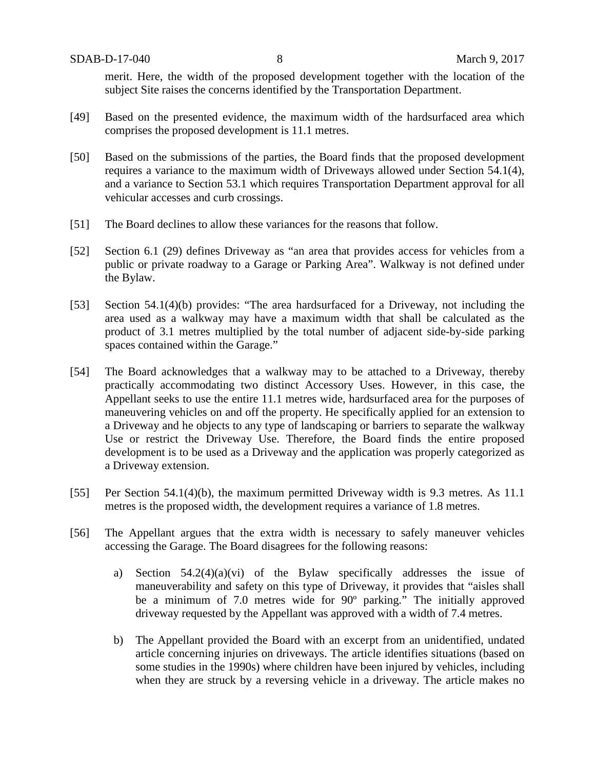merit. Here, the width of the proposed development together with the location of the subject Site raises the concerns identified by the Transportation Department.

[49] Based on the presented evidence, the maximum width of the hardsurfaced area which comprises the proposed development is 11.1 metres.

[50] Based on the submissions of the parties, the Board finds that the proposed development requires a variance to the maximum width of Driveways allowed under Section 54.1(4), and a variance to Section 53.1 which requires Transportation Department approval for all vehicular accesses and curb crossings.

[51] The Board declines to allow these variances for the reasons that follow.

[52] Section 6.1 (29) defines Driveway as "an area that provides access for vehicles from a public or private roadway to a Garage or Parking Area". Walkway is not defined under the Bylaw.

[53] Section 54.1(4)(b) provides: "The area hardsurfaced for a Driveway, not including the area used as a walkway may have a maximum width that shall be calculated as the product of 3.1 metres multiplied by the total number of adjacent side-by-side parking spaces contained within the Garage."

[54] The Board acknowledges that a walkway may to be attached to a Driveway, thereby practically accommodating two distinct Accessory Uses. However, in this case, the Appellant seeks to use the entire 11.1 metres wide, hardsurfaced area for the purposes of maneuvering vehicles on and off the property. He specifically applied for an extension to a Driveway and he objects to any type of landscaping or barriers to separate the walkway Use or restrict the Driveway Use. Therefore, the Board finds the entire proposed development is to be used as a Driveway and the application was properly categorized as a Driveway extension.

[55] Per Section 54.1(4)(b), the maximum permitted Driveway width is 9.3 metres. As 11.1 metres is the proposed width, the development requires a variance of 1.8 metres.

[56] The Appellant argues that the extra width is necessary to safely maneuver vehicles accessing the Garage. The Board disagrees for the following reasons:

a) Section 54.2(4)(a)(vi) of the Bylaw specifically addresses the issue of maneuverability and safety on this type of Driveway, it provides that "aisles shall be a minimum of 7.0 metres wide for 90º parking." The initially approved driveway requested by the Appellant was approved with a width of 7.4 metres.

b) The Appellant provided the Board with an excerpt from an unidentified, undated article concerning injuries on driveways. The article identifies situations (based on some studies in the 1990s) where children have been injured by vehicles, including when they are struck by a reversing vehicle in a driveway. The article makes no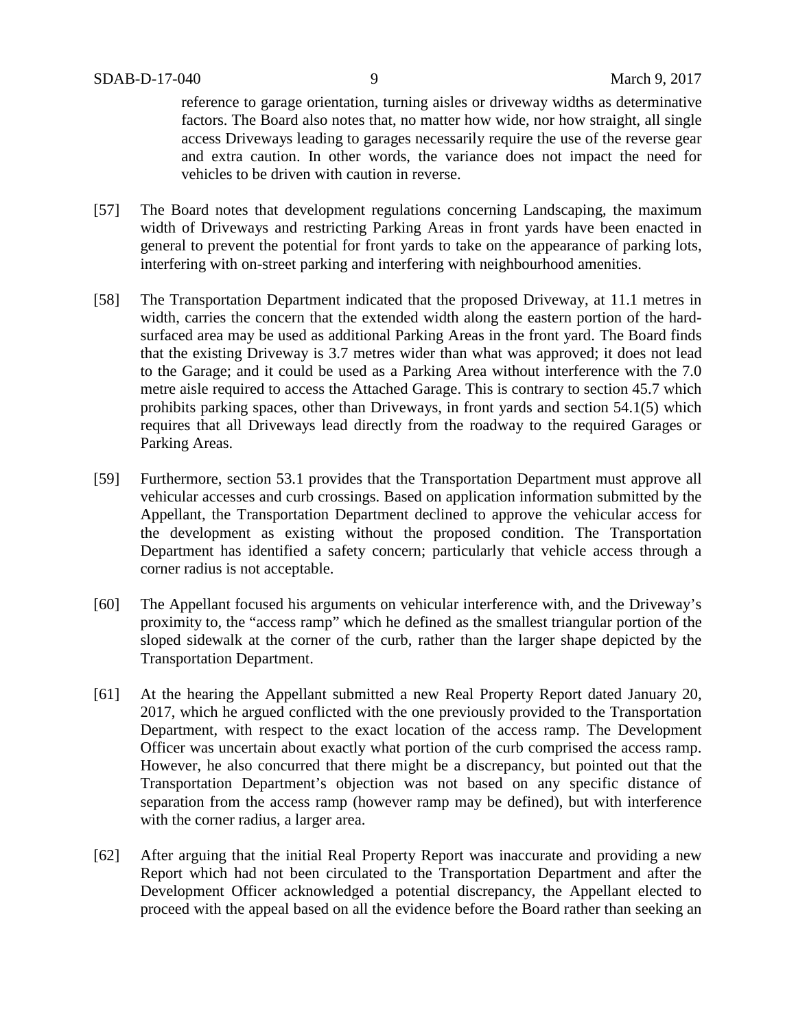reference to garage orientation, turning aisles or driveway widths as determinative factors. The Board also notes that, no matter how wide, nor how straight, all single access Driveways leading to garages necessarily require the use of the reverse gear and extra caution. In other words, the variance does not impact the need for vehicles to be driven with caution in reverse.

[57] The Board notes that development regulations concerning Landscaping, the maximum width of Driveways and restricting Parking Areas in front yards have been enacted in general to prevent the potential for front yards to take on the appearance of parking lots, interfering with on-street parking and interfering with neighbourhood amenities.

[58] The Transportation Department indicated that the proposed Driveway, at 11.1 metres in width, carries the concern that the extended width along the eastern portion of the hard-surfaced area may be used as additional Parking Areas in the front yard. The Board finds that the existing Driveway is 3.7 metres wider than what was approved; it does not lead to the Garage; and it could be used as a Parking Area without interference with the 7.0 metre aisle required to access the Attached Garage. This is contrary to section 45.7 which prohibits parking spaces, other than Driveways, in front yards and section 54.1(5) which requires that all Driveways lead directly from the roadway to the required Garages or Parking Areas.

[59] Furthermore, section 53.1 provides that the Transportation Department must approve all vehicular accesses and curb crossings. Based on application information submitted by the Appellant, the Transportation Department declined to approve the vehicular access for the development as existing without the proposed condition. The Transportation Department has identified a safety concern; particularly that vehicle access through a corner radius is not acceptable.

[60] The Appellant focused his arguments on vehicular interference with, and the Driveway's proximity to, the "access ramp" which he defined as the smallest triangular portion of the sloped sidewalk at the corner of the curb, rather than the larger shape depicted by the Transportation Department.

[61] At the hearing the Appellant submitted a new Real Property Report dated January 20, 2017, which he argued conflicted with the one previously provided to the Transportation Department, with respect to the exact location of the access ramp. The Development Officer was uncertain about exactly what portion of the curb comprised the access ramp. However, he also concurred that there might be a discrepancy, but pointed out that the Transportation Department's objection was not based on any specific distance of separation from the access ramp (however ramp may be defined), but with interference with the corner radius, a larger area.

[62] After arguing that the initial Real Property Report was inaccurate and providing a new Report which had not been circulated to the Transportation Department and after the Development Officer acknowledged a potential discrepancy, the Appellant elected to proceed with the appeal based on all the evidence before the Board rather than seeking an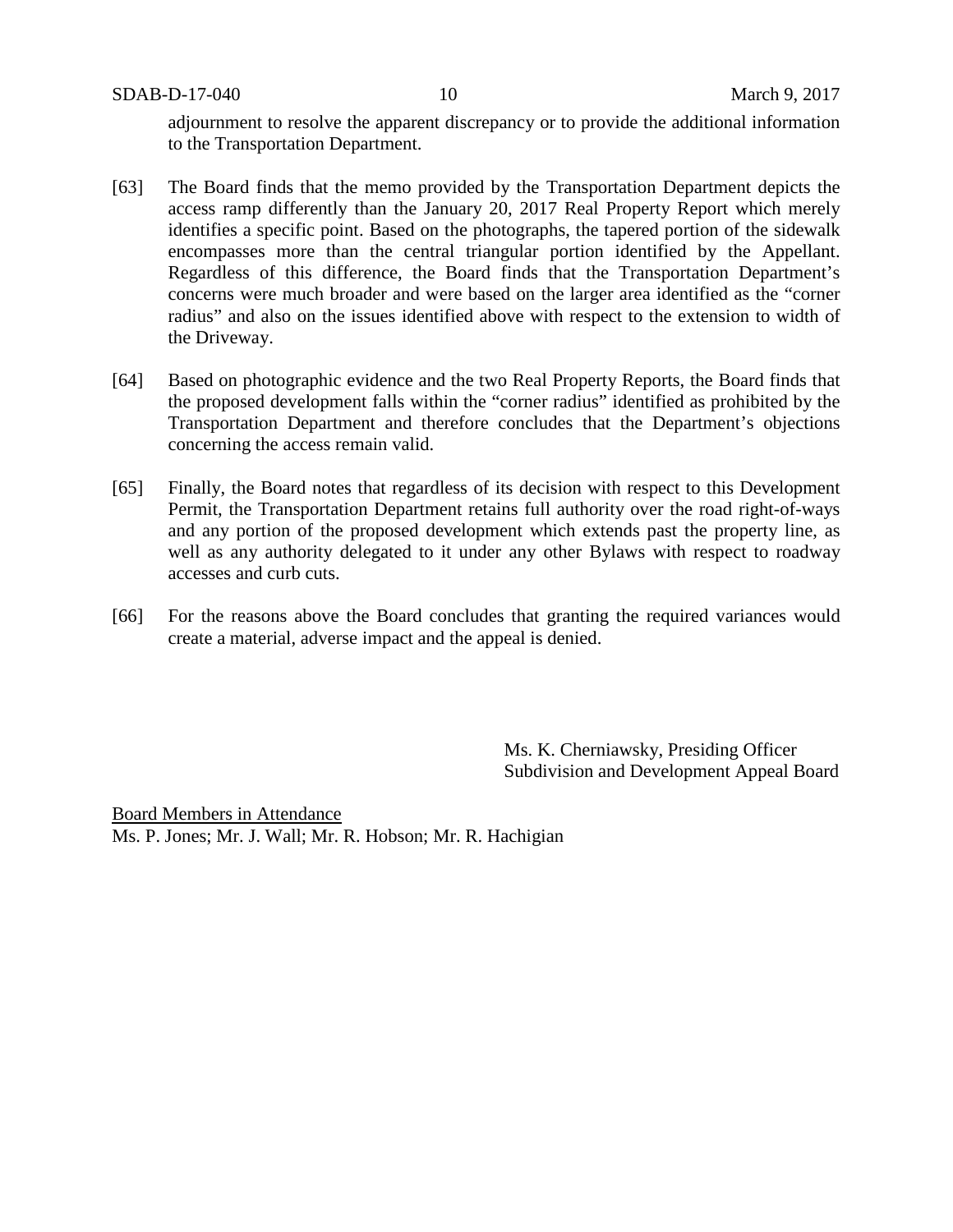adjournment to resolve the apparent discrepancy or to provide the additional information to the Transportation Department.

[63] The Board finds that the memo provided by the Transportation Department depicts the access ramp differently than the January 20, 2017 Real Property Report which merely identifies a specific point. Based on the photographs, the tapered portion of the sidewalk encompasses more than the central triangular portion identified by the Appellant. Regardless of this difference, the Board finds that the Transportation Department's concerns were much broader and were based on the larger area identified as the "corner radius" and also on the issues identified above with respect to the extension to width of the Driveway.

[64] Based on photographic evidence and the two Real Property Reports, the Board finds that the proposed development falls within the "corner radius" identified as prohibited by the Transportation Department and therefore concludes that the Department's objections concerning the access remain valid.

[65] Finally, the Board notes that regardless of its decision with respect to this Development Permit, the Transportation Department retains full authority over the road right-of-ways and any portion of the proposed development which extends past the property line, as well as any authority delegated to it under any other Bylaws with respect to roadway accesses and curb cuts.

[66] For the reasons above the Board concludes that granting the required variances would create a material, adverse impact and the appeal is denied.

Ms. K. Cherniawsky, Presiding Officer
Subdivision and Development Appeal Board

Board Members in Attendance
Ms. P. Jones; Mr. J. Wall; Mr. R. Hobson; Mr. R. Hachigian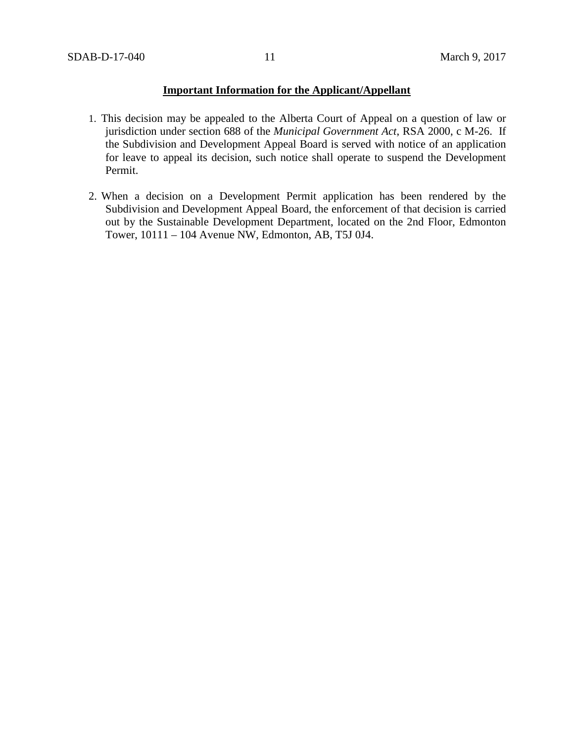**Important Information for the Applicant/Appellant**

1. This decision may be appealed to the Alberta Court of Appeal on a question of law or jurisdiction under section 688 of the *Municipal Government Act*, RSA 2000, c M-26. If the Subdivision and Development Appeal Board is served with notice of an application for leave to appeal its decision, such notice shall operate to suspend the Development Permit.

2. When a decision on a Development Permit application has been rendered by the Subdivision and Development Appeal Board, the enforcement of that decision is carried out by the Sustainable Development Department, located on the 2nd Floor, Edmonton Tower, 10111 – 104 Avenue NW, Edmonton, AB, T5J 0J4.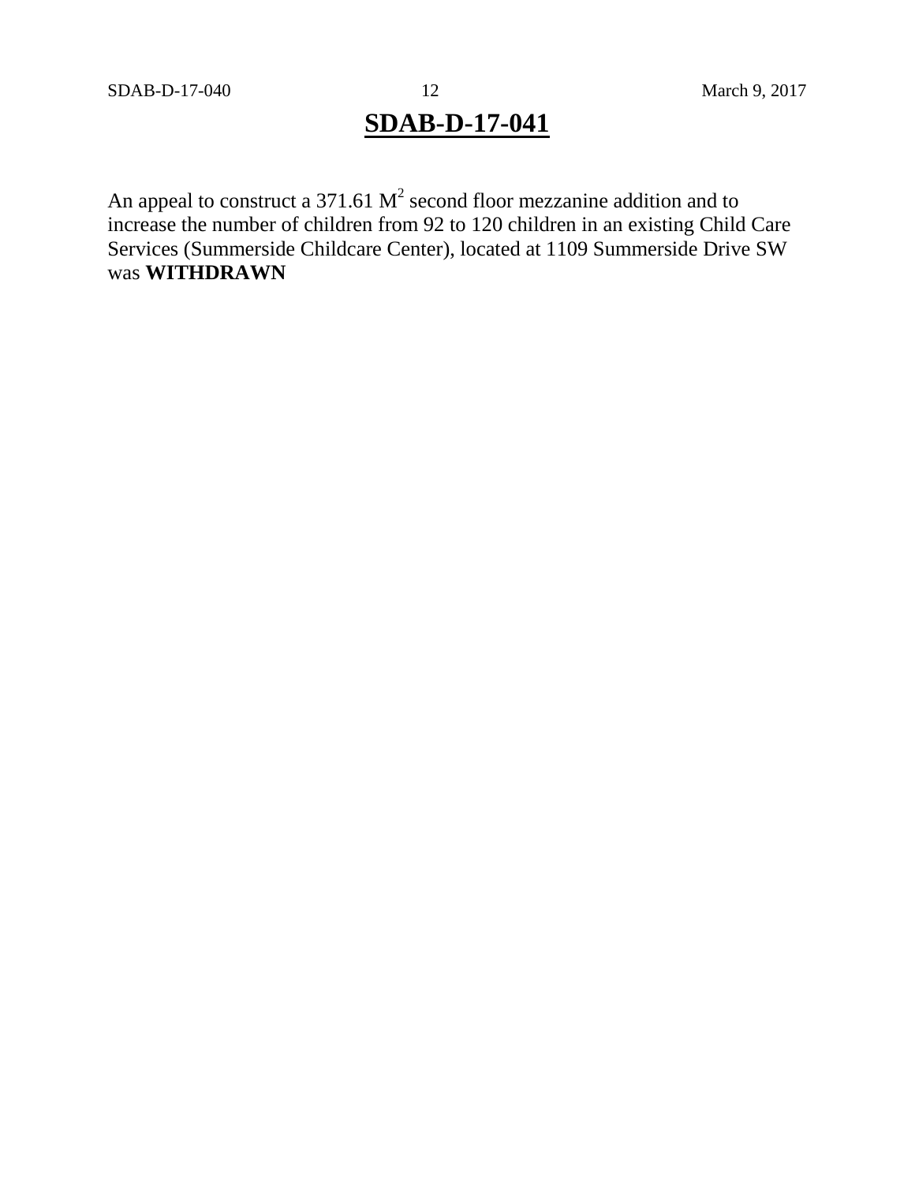# SDAB-D-17-041

An appeal to construct a 371.61 $M^2$ second floor mezzanine addition and to increase the number of children from 92 to 120 children in an existing Child Care Services (Summerside Childcare Center), located at 1109 Summerside Drive SW was **WITHDRAWN**